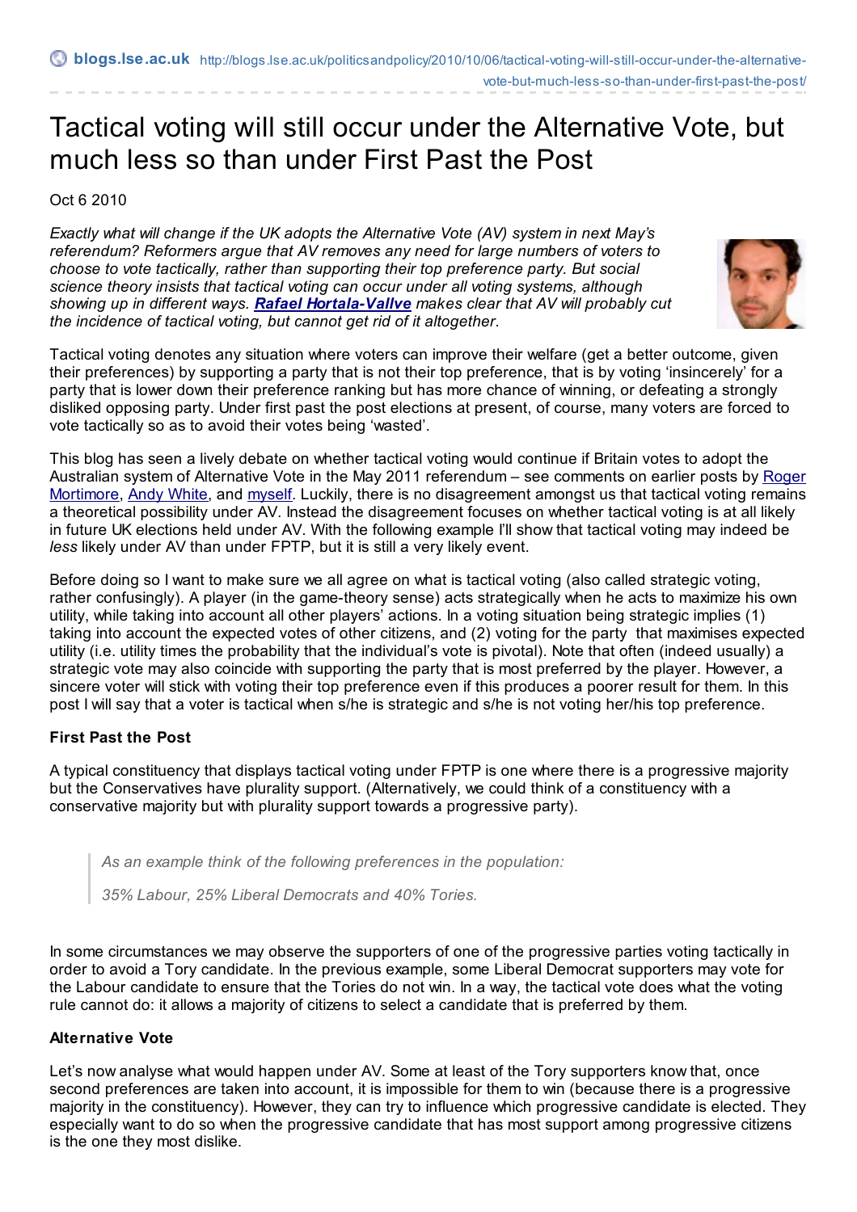# Tactical voting will still occur under the Alternative Vote, but much less so than under First Past the Post

Oct 6 2010

*Exactly what will change if the UK adopts the Alternative Vote (AV) system in next May's referendum? Reformers argue that AV removes any need for large numbers of voters to choose to vote tactically, rather than supporting their top preference party. But social science theory insists that tactical voting can occur under all voting systems, although showing up in different ways.* ***Rafael Hortala-Vallve*** *makes clear that AV will probably cut the incidence of tactical voting, but cannot get rid of it altogether.*

Tactical voting denotes any situation where voters can improve their welfare (get a better outcome, given their preferences) by supporting a party that is not their top preference, that is by voting 'insincerely' for a party that is lower down their preference ranking but has more chance of winning, or defeating a strongly disliked opposing party. Under first past the post elections at present, of course, many voters are forced to vote tactically so as to avoid their votes being 'wasted'.

This blog has seen a lively debate on whether tactical voting would continue if Britain votes to adopt the Australian system of Alternative Vote in the May 2011 referendum – see comments on earlier posts by Roger Mortimore, Andy White, and myself. Luckily, there is no disagreement amongst us that tactical voting remains a theoretical possibility under AV. Instead the disagreement focuses on whether tactical voting is at all likely in future UK elections held under AV. With the following example I'll show that tactical voting may indeed be *less* likely under AV than under FPTP, but it is still a very likely event.

Before doing so I want to make sure we all agree on what is tactical voting (also called strategic voting, rather confusingly). A player (in the game-theory sense) acts strategically when he acts to maximize his own utility, while taking into account all other players' actions. In a voting situation being strategic implies (1) taking into account the expected votes of other citizens, and (2) voting for the party that maximises expected utility (i.e. utility times the probability that the individual's vote is pivotal). Note that often (indeed usually) a strategic vote may also coincide with supporting the party that is most preferred by the player. However, a sincere voter will stick with voting their top preference even if this produces a poorer result for them. In this post I will say that a voter is tactical when s/he is strategic and s/he is not voting her/his top preference.

**First Past the Post**

A typical constituency that displays tactical voting under FPTP is one where there is a progressive majority but the Conservatives have plurality support. (Alternatively, we could think of a constituency with a conservative majority but with plurality support towards a progressive party).

> *As an example think of the following preferences in the population:*
>
> *35% Labour, 25% Liberal Democrats and 40% Tories.*

In some circumstances we may observe the supporters of one of the progressive parties voting tactically in order to avoid a Tory candidate. In the previous example, some Liberal Democrat supporters may vote for the Labour candidate to ensure that the Tories do not win. In a way, the tactical vote does what the voting rule cannot do: it allows a majority of citizens to select a candidate that is preferred by them.

**Alternative Vote**

Let's now analyse what would happen under AV. Some at least of the Tory supporters know that, once second preferences are taken into account, it is impossible for them to win (because there is a progressive majority in the constituency). However, they can try to influence which progressive candidate is elected. They especially want to do so when the progressive candidate that has most support among progressive citizens is the one they most dislike.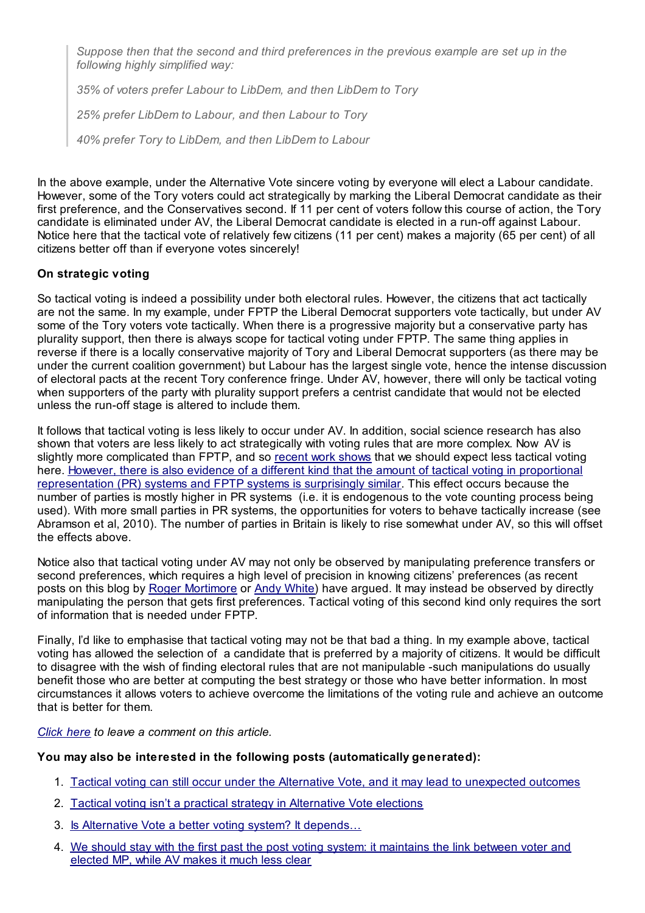> *Suppose then that the second and third preferences in the previous example are set up in the following highly simplified way:*
>
> *35% of voters prefer Labour to LibDem, and then LibDem to Tory*
>
> *25% prefer LibDem to Labour, and then Labour to Tory*
>
> *40% prefer Tory to LibDem, and then LibDem to Labour*

In the above example, under the Alternative Vote sincere voting by everyone will elect a Labour candidate. However, some of the Tory voters could act strategically by marking the Liberal Democrat candidate as their first preference, and the Conservatives second. If 11 per cent of voters follow this course of action, the Tory candidate is eliminated under AV, the Liberal Democrat candidate is elected in a run-off against Labour. Notice here that the tactical vote of relatively few citizens (11 per cent) makes a majority (65 per cent) of all citizens better off than if everyone votes sincerely!

**On strategic voting**

So tactical voting is indeed a possibility under both electoral rules. However, the citizens that act tactically are not the same. In my example, under FPTP the Liberal Democrat supporters vote tactically, but under AV some of the Tory voters vote tactically. When there is a progressive majority but a conservative party has plurality support, then there is always scope for tactical voting under FPTP. The same thing applies in reverse if there is a locally conservative majority of Tory and Liberal Democrat supporters (as there may be under the current coalition government) but Labour has the largest single vote, hence the intense discussion of electoral pacts at the recent Tory conference fringe. Under AV, however, there will only be tactical voting when supporters of the party with plurality support prefers a centrist candidate that would not be elected unless the run-off stage is altered to include them.

It follows that tactical voting is less likely to occur under AV. In addition, social science research has also shown that voters are less likely to act strategically with voting rules that are more complex. Now AV is slightly more complicated than FPTP, and so recent work shows that we should expect less tactical voting here. However, there is also evidence of a different kind that the amount of tactical voting in proportional representation (PR) systems and FPTP systems is surprisingly similar. This effect occurs because the number of parties is mostly higher in PR systems (i.e. it is endogenous to the vote counting process being used). With more small parties in PR systems, the opportunities for voters to behave tactically increase (see Abramson et al, 2010). The number of parties in Britain is likely to rise somewhat under AV, so this will offset the effects above.

Notice also that tactical voting under AV may not only be observed by manipulating preference transfers or second preferences, which requires a high level of precision in knowing citizens' preferences (as recent posts on this blog by Roger Mortimore or Andy White) have argued. It may instead be observed by directly manipulating the person that gets first preferences. Tactical voting of this second kind only requires the sort of information that is needed under FPTP.

Finally, I'd like to emphasise that tactical voting may not be that bad a thing. In my example above, tactical voting has allowed the selection of a candidate that is preferred by a majority of citizens. It would be difficult to disagree with the wish of finding electoral rules that are not manipulable -such manipulations do usually benefit those who are better at computing the best strategy or those who have better information. In most circumstances it allows voters to achieve overcome the limitations of the voting rule and achieve an outcome that is better for them.

*Click here to leave a comment on this article.*

**You may also be interested in the following posts (automatically generated):**

1. Tactical voting can still occur under the Alternative Vote, and it may lead to unexpected outcomes
2. Tactical voting isn't a practical strategy in Alternative Vote elections
3. Is Alternative Vote a better voting system? It depends…
4. We should stay with the first past the post voting system: it maintains the link between voter and elected MP, while AV makes it much less clear